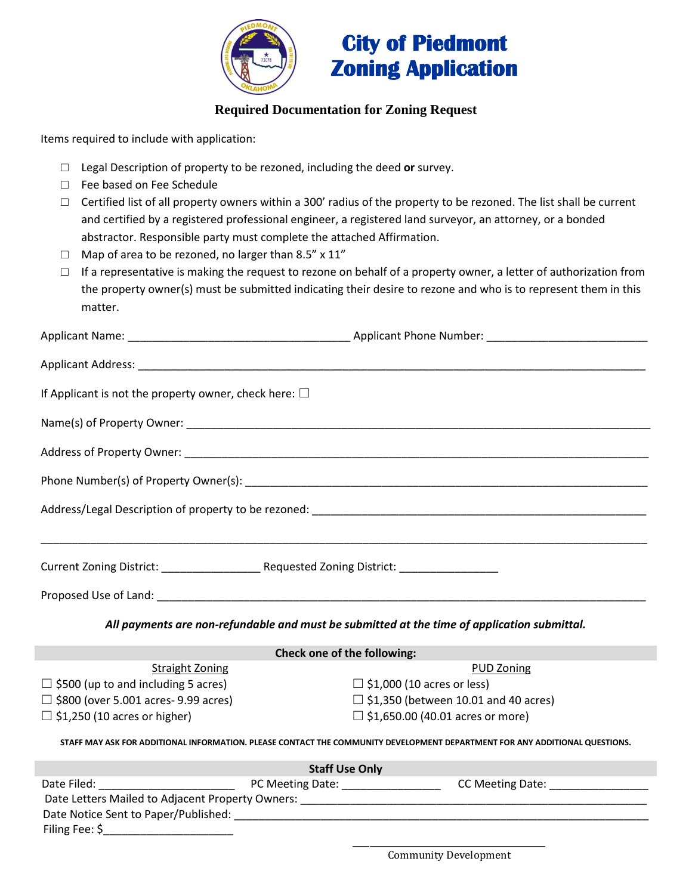# City of Piedmont Zoning Application

## Required Documentation for Zoning Request

Items required to include with application:

- ☐ Legal Description of property to be rezoned, including the deed **or** survey.
- ☐ Fee based on Fee Schedule
- ☐ Certified list of all property owners within a 300' radius of the property to be rezoned. The list shall be current and certified by a registered professional engineer, a registered land surveyor, an attorney, or a bonded abstractor. Responsible party must complete the attached Affirmation.
- ☐ Map of area to be rezoned, no larger than 8.5" x 11"
- ☐ If a representative is making the request to rezone on behalf of a property owner, a letter of authorization from the property owner(s) must be submitted indicating their desire to rezone and who is to represent them in this matter.

Applicant Name: ___________________________________ Applicant Phone Number: _________________________

Applicant Address: ________________________________________________________________________________

If Applicant is not the property owner, check here: ☐

Name(s) of Property Owner: __________________________________________________________________________

Address of Property Owner: __________________________________________________________________________

Phone Number(s) of Property Owner(s): _______________________________________________________________

Address/Legal Description of property to be rezoned: _____________________________________________________

_______________________________________________________________________________________________

Current Zoning District: _______________ Requested Zoning District: _______________

Proposed Use of Land: ______________________________________________________________________________

***All payments are non-refundable and must be submitted at the time of application submittal.***

**Check one of the following:**

| Straight Zoning | PUD Zoning |
|---|---|
| ☐ $500 (up to and including 5 acres) | ☐ $1,000 (10 acres or less) |
| ☐ $800 (over 5.001 acres- 9.99 acres) | ☐ $1,350 (between 10.01 and 40 acres) |
| ☐ $1,250 (10 acres or higher) | ☐ $1,650.00 (40.01 acres or more) |

**STAFF MAY ASK FOR ADDITIONAL INFORMATION. PLEASE CONTACT THE COMMUNITY DEVELOPMENT DEPARTMENT FOR ANY ADDITIONAL QUESTIONS.**

**Staff Use Only**

Date Filed: ______________________ PC Meeting Date: ________________ CC Meeting Date: ________________

Date Letters Mailed to Adjacent Property Owners: ___________________________________________________

Date Notice Sent to Paper/Published: _____________________________________________________________

Filing Fee: $_____________________

________________________________

Community Development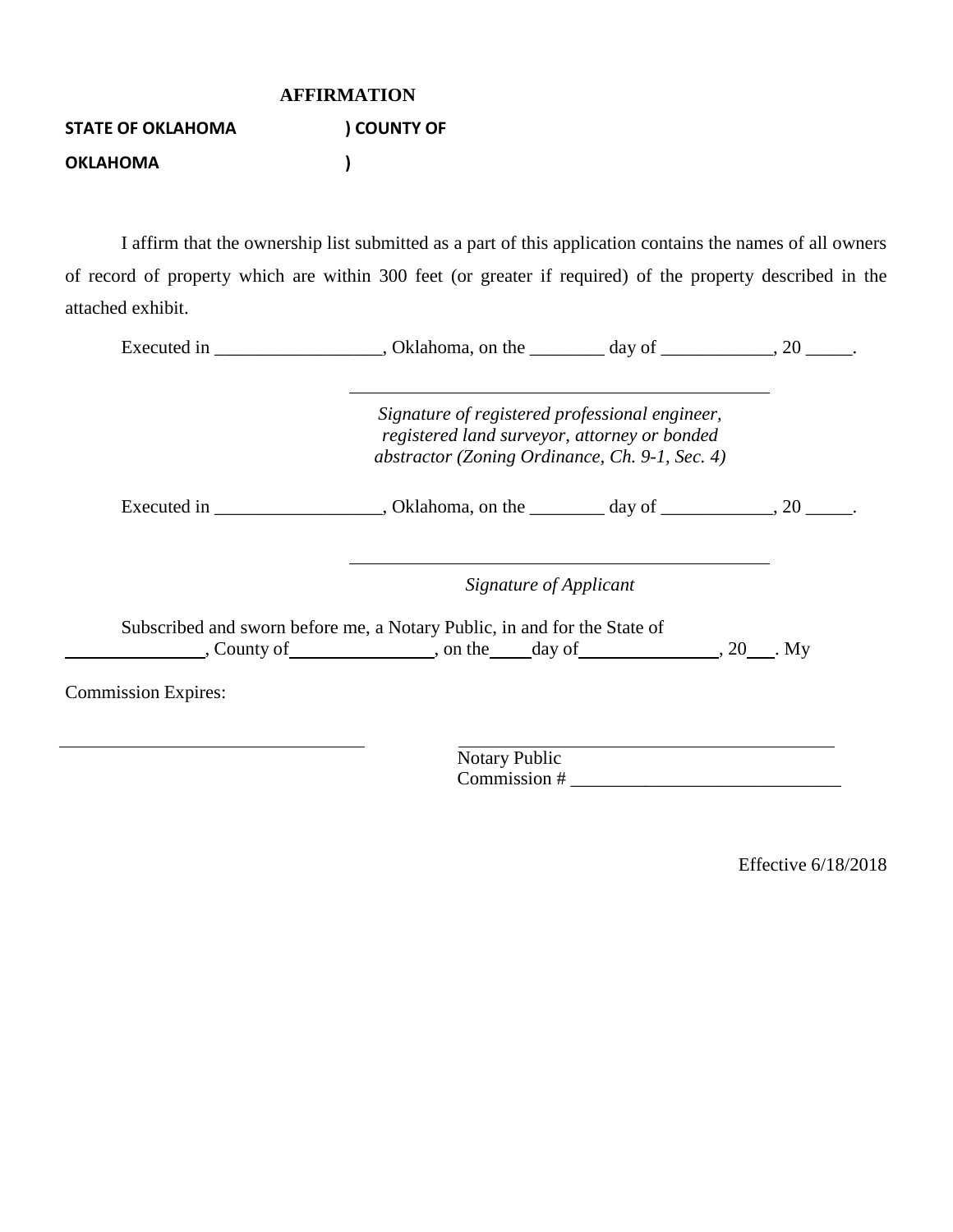**AFFIRMATION**

**STATE OF OKLAHOMA** ) **COUNTY OF**

**OKLAHOMA** )

I affirm that the ownership list submitted as a part of this application contains the names of all owners of record of property which are within 300 feet (or greater if required) of the property described in the attached exhibit.

Executed in __________________, Oklahoma, on the ________ day of ____________, 20 _____.

_______________________________________________

*Signature of registered professional engineer, registered land surveyor, attorney or bonded abstractor (Zoning Ordinance, Ch. 9-1, Sec. 4)*

Executed in __________________, Oklahoma, on the ________ day of ____________, 20 _____.

_______________________________________________

*Signature of Applicant*

Subscribed and sworn before me, a Notary Public, in and for the State of _______________, County of _______________, on the _____ day of _______________, 20___. My

Commission Expires:

_________________________________ _________________________________________

Notary Public
Commission # ____________________________

Effective 6/18/2018